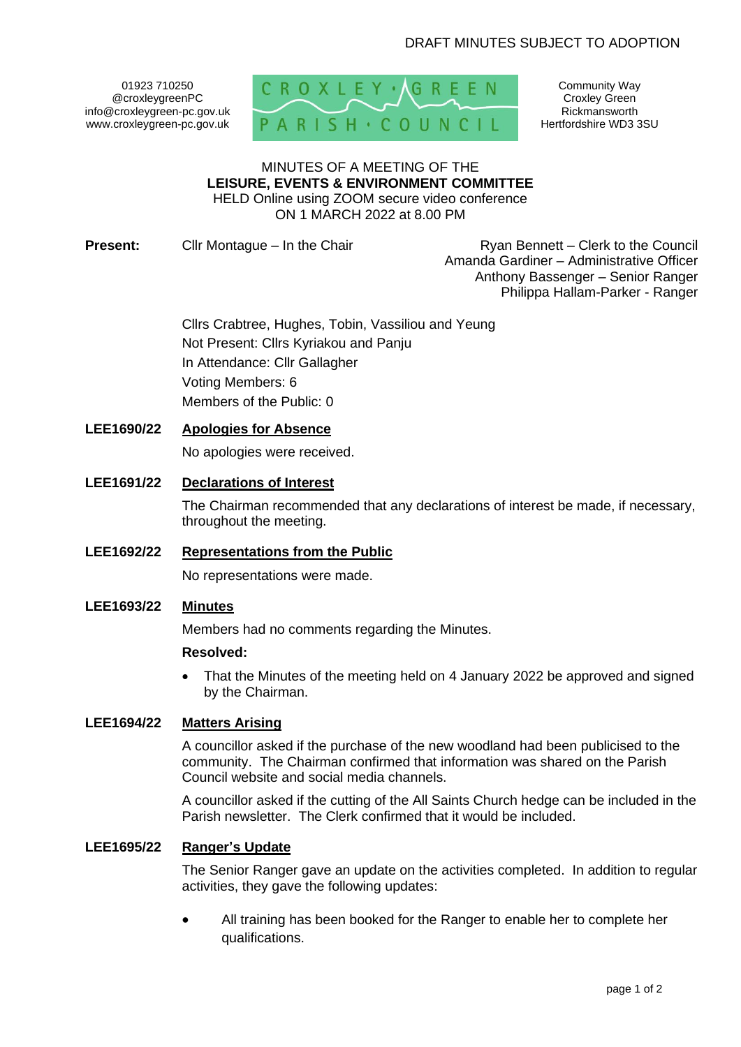DRAFT MINUTES SUBJECT TO ADOPTION

01923 710250
@croxleygreenPC
info@croxleygreen-pc.gov.uk
www.croxleygreen-pc.gov.uk

CROXLEY GREEN PARISH COUNCIL

Community Way
Croxley Green
Rickmansworth
Hertfordshire WD3 3SU

MINUTES OF A MEETING OF THE
**LEISURE, EVENTS & ENVIRONMENT COMMITTEE**
HELD Online using ZOOM secure video conference
ON 1 MARCH 2022 at 8.00 PM

**Present:** Cllr Montague – In the Chair

Ryan Bennett – Clerk to the Council
Amanda Gardiner – Administrative Officer
Anthony Bassenger – Senior Ranger
Philippa Hallam-Parker - Ranger

Cllrs Crabtree, Hughes, Tobin, Vassiliou and Yeung
Not Present: Cllrs Kyriakou and Panju
In Attendance: Cllr Gallagher
Voting Members: 6
Members of the Public: 0

**LEE1690/22** **Apologies for Absence**

No apologies were received.

**LEE1691/22** **Declarations of Interest**

The Chairman recommended that any declarations of interest be made, if necessary, throughout the meeting.

**LEE1692/22** **Representations from the Public**

No representations were made.

**LEE1693/22** **Minutes**

Members had no comments regarding the Minutes.

**Resolved:**

- That the Minutes of the meeting held on 4 January 2022 be approved and signed by the Chairman.

**LEE1694/22** **Matters Arising**

A councillor asked if the purchase of the new woodland had been publicised to the community. The Chairman confirmed that information was shared on the Parish Council website and social media channels.

A councillor asked if the cutting of the All Saints Church hedge can be included in the Parish newsletter. The Clerk confirmed that it would be included.

**LEE1695/22** **Ranger's Update**

The Senior Ranger gave an update on the activities completed. In addition to regular activities, they gave the following updates:

- All training has been booked for the Ranger to enable her to complete her qualifications.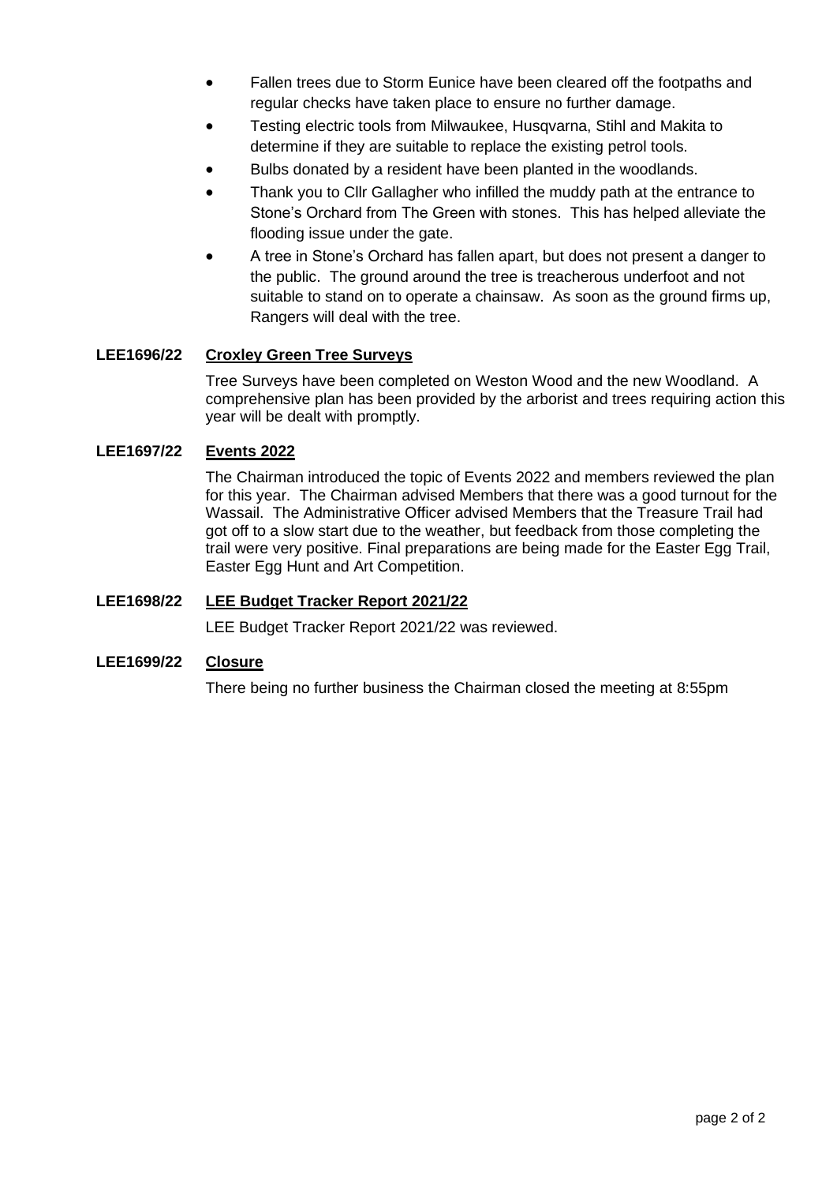- Fallen trees due to Storm Eunice have been cleared off the footpaths and regular checks have taken place to ensure no further damage.
- Testing electric tools from Milwaukee, Husqvarna, Stihl and Makita to determine if they are suitable to replace the existing petrol tools.
- Bulbs donated by a resident have been planted in the woodlands.
- Thank you to Cllr Gallagher who infilled the muddy path at the entrance to Stone's Orchard from The Green with stones. This has helped alleviate the flooding issue under the gate.
- A tree in Stone's Orchard has fallen apart, but does not present a danger to the public. The ground around the tree is treacherous underfoot and not suitable to stand on to operate a chainsaw. As soon as the ground firms up, Rangers will deal with the tree.

**LEE1696/22** **Croxley Green Tree Surveys**

Tree Surveys have been completed on Weston Wood and the new Woodland. A comprehensive plan has been provided by the arborist and trees requiring action this year will be dealt with promptly.

**LEE1697/22** **Events 2022**

The Chairman introduced the topic of Events 2022 and members reviewed the plan for this year. The Chairman advised Members that there was a good turnout for the Wassail. The Administrative Officer advised Members that the Treasure Trail had got off to a slow start due to the weather, but feedback from those completing the trail were very positive. Final preparations are being made for the Easter Egg Trail, Easter Egg Hunt and Art Competition.

**LEE1698/22** **LEE Budget Tracker Report 2021/22**

LEE Budget Tracker Report 2021/22 was reviewed.

**LEE1699/22** **Closure**

There being no further business the Chairman closed the meeting at 8:55pm